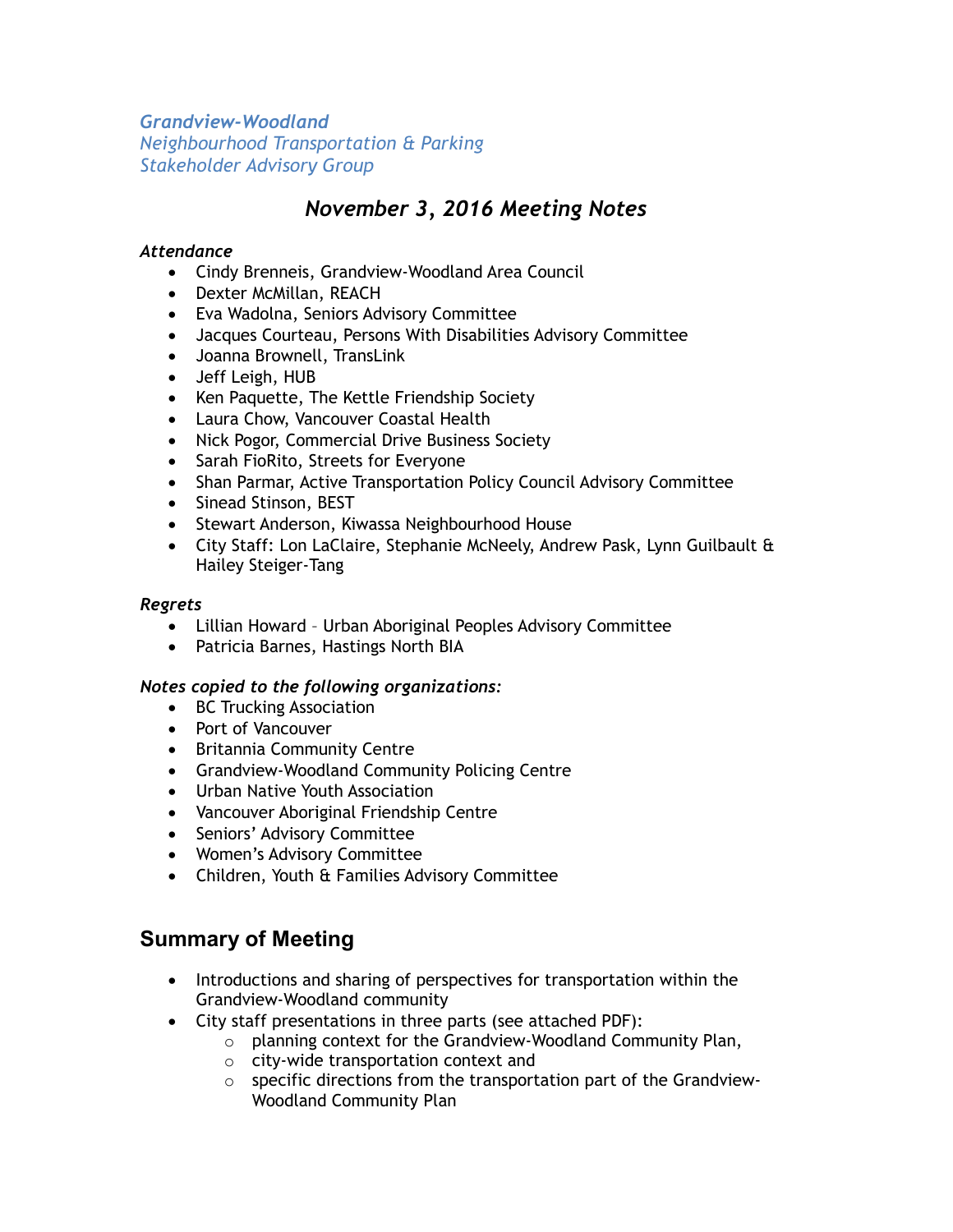*Grandview-Woodland*
*Neighbourhood Transportation & Parking*
*Stakeholder Advisory Group*

# *November 3, 2016 Meeting Notes*

***Attendance***

- Cindy Brenneis, Grandview-Woodland Area Council
- Dexter McMillan, REACH
- Eva Wadolna, Seniors Advisory Committee
- Jacques Courteau, Persons With Disabilities Advisory Committee
- Joanna Brownell, TransLink
- Jeff Leigh, HUB
- Ken Paquette, The Kettle Friendship Society
- Laura Chow, Vancouver Coastal Health
- Nick Pogor, Commercial Drive Business Society
- Sarah FioRito, Streets for Everyone
- Shan Parmar, Active Transportation Policy Council Advisory Committee
- Sinead Stinson, BEST
- Stewart Anderson, Kiwassa Neighbourhood House
- City Staff: Lon LaClaire, Stephanie McNeely, Andrew Pask, Lynn Guilbault & Hailey Steiger-Tang

***Regrets***

- Lillian Howard – Urban Aboriginal Peoples Advisory Committee
- Patricia Barnes, Hastings North BIA

***Notes copied to the following organizations:***

- BC Trucking Association
- Port of Vancouver
- Britannia Community Centre
- Grandview-Woodland Community Policing Centre
- Urban Native Youth Association
- Vancouver Aboriginal Friendship Centre
- Seniors' Advisory Committee
- Women's Advisory Committee
- Children, Youth & Families Advisory Committee

## Summary of Meeting

- Introductions and sharing of perspectives for transportation within the Grandview-Woodland community
- City staff presentations in three parts (see attached PDF):
  - planning context for the Grandview-Woodland Community Plan,
  - city-wide transportation context and
  - specific directions from the transportation part of the Grandview-Woodland Community Plan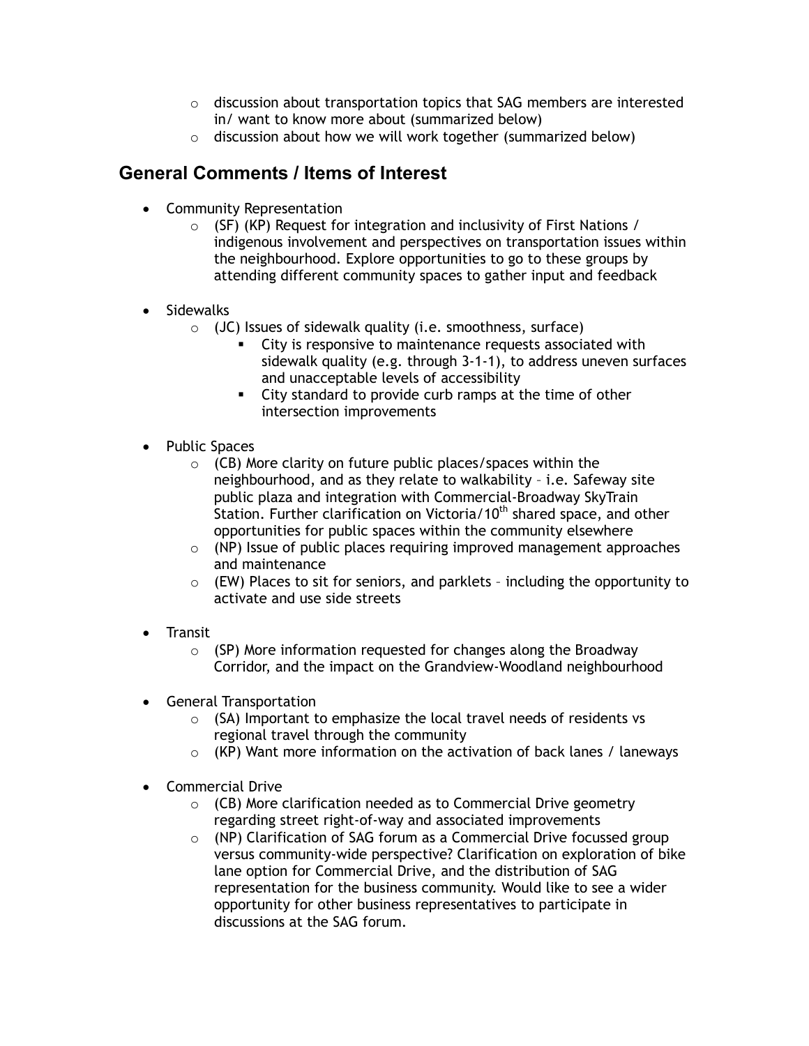- discussion about transportation topics that SAG members are interested in/ want to know more about (summarized below)
- discussion about how we will work together (summarized below)

## General Comments / Items of Interest

- Community Representation
  - (SF) (KP) Request for integration and inclusivity of First Nations / indigenous involvement and perspectives on transportation issues within the neighbourhood. Explore opportunities to go to these groups by attending different community spaces to gather input and feedback

- Sidewalks
  - (JC) Issues of sidewalk quality (i.e. smoothness, surface)
    - City is responsive to maintenance requests associated with sidewalk quality (e.g. through 3-1-1), to address uneven surfaces and unacceptable levels of accessibility
    - City standard to provide curb ramps at the time of other intersection improvements

- Public Spaces
  - (CB) More clarity on future public places/spaces within the neighbourhood, and as they relate to walkability – i.e. Safeway site public plaza and integration with Commercial-Broadway SkyTrain Station. Further clarification on Victoria/10th shared space, and other opportunities for public spaces within the community elsewhere
  - (NP) Issue of public places requiring improved management approaches and maintenance
  - (EW) Places to sit for seniors, and parklets – including the opportunity to activate and use side streets

- Transit
  - (SP) More information requested for changes along the Broadway Corridor, and the impact on the Grandview-Woodland neighbourhood

- General Transportation
  - (SA) Important to emphasize the local travel needs of residents vs regional travel through the community
  - (KP) Want more information on the activation of back lanes / laneways

- Commercial Drive
  - (CB) More clarification needed as to Commercial Drive geometry regarding street right-of-way and associated improvements
  - (NP) Clarification of SAG forum as a Commercial Drive focussed group versus community-wide perspective? Clarification on exploration of bike lane option for Commercial Drive, and the distribution of SAG representation for the business community. Would like to see a wider opportunity for other business representatives to participate in discussions at the SAG forum.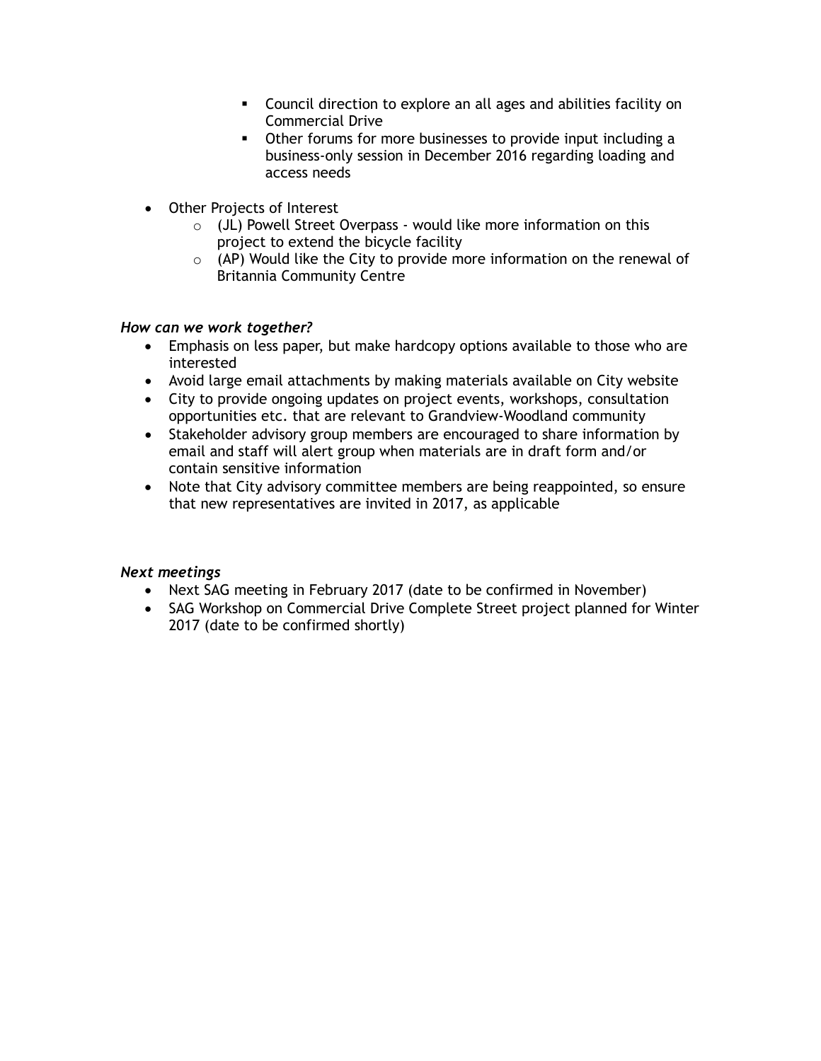- Council direction to explore an all ages and abilities facility on Commercial Drive
    - Other forums for more businesses to provide input including a business-only session in December 2016 regarding loading and access needs

- Other Projects of Interest
  - (JL) Powell Street Overpass - would like more information on this project to extend the bicycle facility
  - (AP) Would like the City to provide more information on the renewal of Britannia Community Centre

***How can we work together?***

- Emphasis on less paper, but make hardcopy options available to those who are interested
- Avoid large email attachments by making materials available on City website
- City to provide ongoing updates on project events, workshops, consultation opportunities etc. that are relevant to Grandview-Woodland community
- Stakeholder advisory group members are encouraged to share information by email and staff will alert group when materials are in draft form and/or contain sensitive information
- Note that City advisory committee members are being reappointed, so ensure that new representatives are invited in 2017, as applicable

***Next meetings***

- Next SAG meeting in February 2017 (date to be confirmed in November)
- SAG Workshop on Commercial Drive Complete Street project planned for Winter 2017 (date to be confirmed shortly)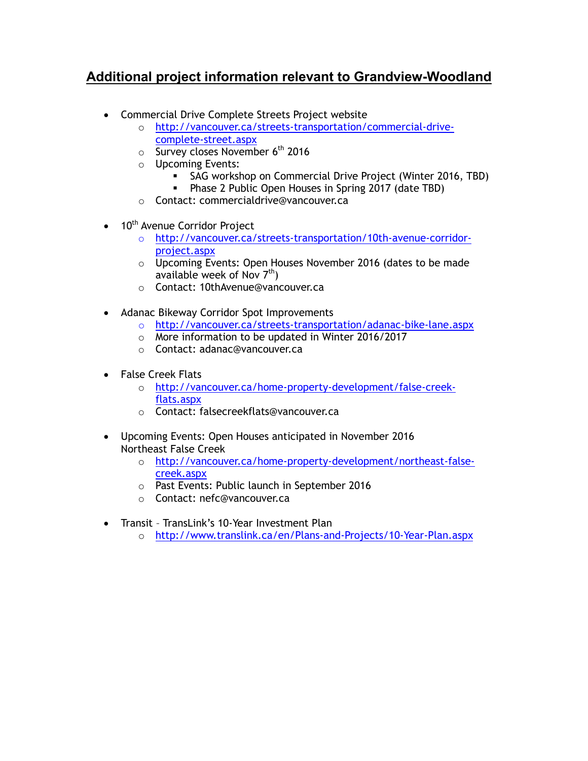# Additional project information relevant to Grandview-Woodland

- Commercial Drive Complete Streets Project website
  - http://vancouver.ca/streets-transportation/commercial-drive-complete-street.aspx
  - Survey closes November 6th 2016
  - Upcoming Events:
    - SAG workshop on Commercial Drive Project (Winter 2016, TBD)
    - Phase 2 Public Open Houses in Spring 2017 (date TBD)
  - Contact: commercialdrive@vancouver.ca

- 10th Avenue Corridor Project
  - http://vancouver.ca/streets-transportation/10th-avenue-corridor-project.aspx
  - Upcoming Events: Open Houses November 2016 (dates to be made available week of Nov 7th)
  - Contact: 10thAvenue@vancouver.ca

- Adanac Bikeway Corridor Spot Improvements
  - http://vancouver.ca/streets-transportation/adanac-bike-lane.aspx
  - More information to be updated in Winter 2016/2017
  - Contact: adanac@vancouver.ca

- False Creek Flats
  - http://vancouver.ca/home-property-development/false-creek-flats.aspx
  - Contact: falsecreekflats@vancouver.ca

- Upcoming Events: Open Houses anticipated in November 2016
  Northeast False Creek
  - http://vancouver.ca/home-property-development/northeast-false-creek.aspx
  - Past Events: Public launch in September 2016
  - Contact: nefc@vancouver.ca

- Transit – TransLink's 10-Year Investment Plan
  - http://www.translink.ca/en/Plans-and-Projects/10-Year-Plan.aspx